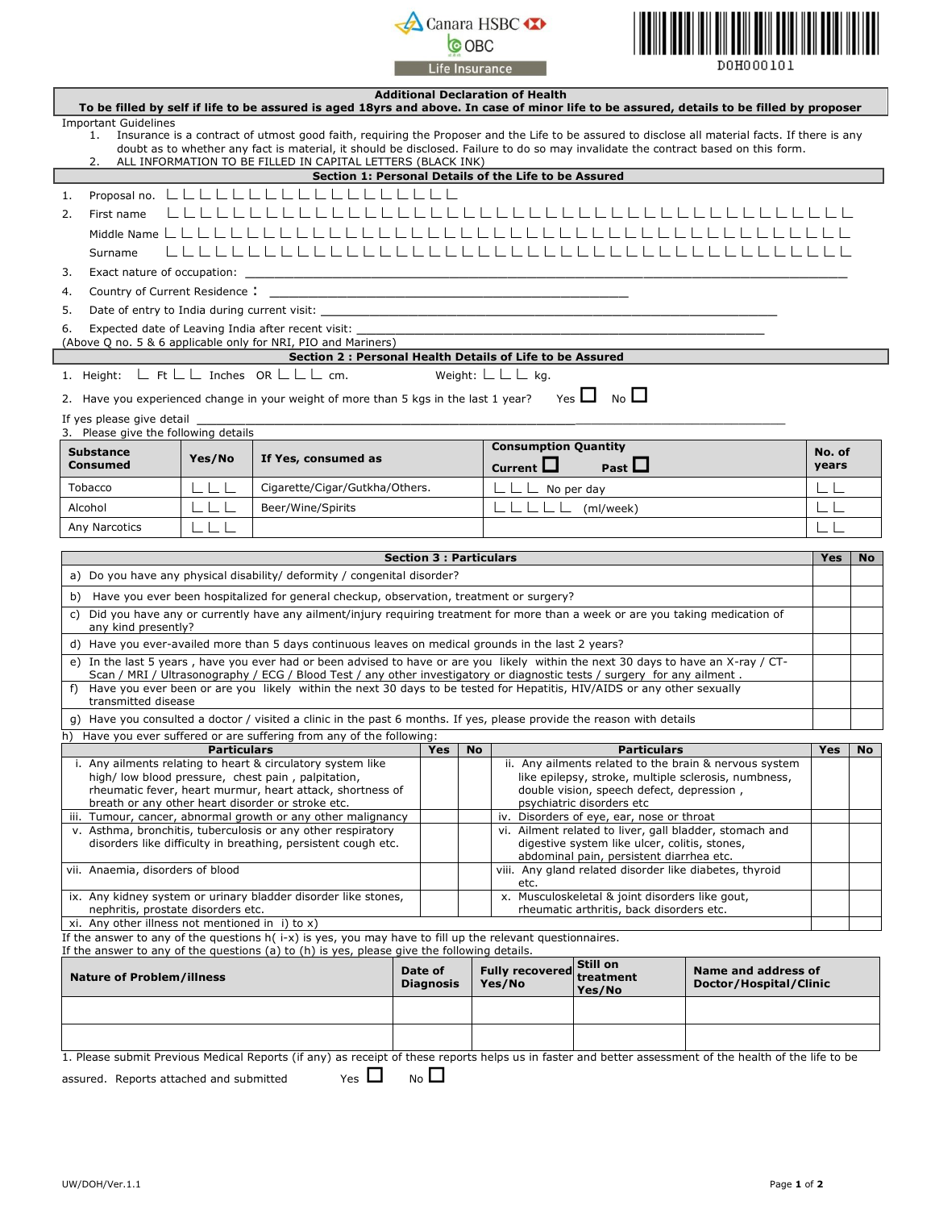Canara HSBC OBC Life Insurance

D0H000101

## Additional Declaration of Health

**To be filled by self if life to be assured is aged 18yrs and above. In case of minor life to be assured, details to be filled by proposer**

Important Guidelines

1. Insurance is a contract of utmost good faith, requiring the Proposer and the Life to be assured to disclose all material facts. If there is any doubt as to whether any fact is material, it should be disclosed. Failure to do so may invalidate the contract based on this form.
2. ALL INFORMATION TO BE FILLED IN CAPITAL LETTERS (BLACK INK)

### Section 1: Personal Details of the Life to be Assured

1. Proposal no. ____________________
2. First name ____________________
   Middle Name ____________________
   Surname ____________________
3. Exact nature of occupation: ____________________
4. Country of Current Residence : ____________________
5. Date of entry to India during current visit: ____________________
6. Expected date of Leaving India after recent visit: ____________________

(Above Q no. 5 & 6 applicable only for NRI, PIO and Mariners)

### Section 2 : Personal Health Details of Life to be Assured

1. Height: ___ Ft ___ Inches OR ___ cm. Weight: ___ kg.
2. Have you experienced change in your weight of more than 5 kgs in the last 1 year? Yes ☐ No ☐

If yes please give detail ____________________

3. Please give the following details

| Substance Consumed | Yes/No | If Yes, consumed as | Consumption Quantity Current ☐ Past ☐ | No. of years |
|---|---|---|---|---|
| Tobacco | | Cigarette/Cigar/Gutkha/Others. | No per day | |
| Alcohol | | Beer/Wine/Spirits | (ml/week) | |
| Any Narcotics | | | | |

### Section 3 : Particulars

| Section 3 : Particulars | Yes | No |
|---|---|---|
| a) Do you have any physical disability/ deformity / congenital disorder? | | |
| b) Have you ever been hospitalized for general checkup, observation, treatment or surgery? | | |
| c) Did you have any or currently have any ailment/injury requiring treatment for more than a week or are you taking medication of any kind presently? | | |
| d) Have you ever-availed more than 5 days continuous leaves on medical grounds in the last 2 years? | | |
| e) In the last 5 years , have you ever had or been advised to have or are you likely within the next 30 days to have an X-ray / CT-Scan / MRI / Ultrasonography / ECG / Blood Test / any other investigatory or diagnostic tests / surgery for any ailment . | | |
| f) Have you ever been or are you likely within the next 30 days to be tested for Hepatitis, HIV/AIDS or any other sexually transmitted disease | | |
| g) Have you consulted a doctor / visited a clinic in the past 6 months. If yes, please provide the reason with details | | |

h) Have you ever suffered or are suffering from any of the following:

| Particulars | Yes | No | Particulars | Yes | No |
|---|---|---|---|---|---|
| i. Any ailments relating to heart & circulatory system like high/ low blood pressure, chest pain , palpitation, rheumatic fever, heart murmur, heart attack, shortness of breath or any other heart disorder or stroke etc. | | | ii. Any ailments related to the brain & nervous system like epilepsy, stroke, multiple sclerosis, numbness, double vision, speech defect, depression , psychiatric disorders etc | | |
| iii. Tumour, cancer, abnormal growth or any other malignancy | | | iv. Disorders of eye, ear, nose or throat | | |
| v. Asthma, bronchitis, tuberculosis or any other respiratory disorders like difficulty in breathing, persistent cough etc. | | | vi. Ailment related to liver, gall bladder, stomach and digestive system like ulcer, colitis, stones, abdominal pain, persistent diarrhea etc. | | |
| vii. Anaemia, disorders of blood | | | viii. Any gland related disorder like diabetes, thyroid etc. | | |
| ix. Any kidney system or urinary bladder disorder like stones, nephritis, prostate disorders etc. | | | x. Musculoskeletal & joint disorders like gout, rheumatic arthritis, back disorders etc. | | |
| xi. Any other illness not mentioned in i) to x) | | | | | |

If the answer to any of the questions h( i-x) is yes, you may have to fill up the relevant questionnaires.
If the answer to any of the questions (a) to (h) is yes, please give the following details.

| Nature of Problem/illness | Date of Diagnosis | Fully recovered Yes/No | Still on treatment Yes/No | Name and address of Doctor/Hospital/Clinic |
|---|---|---|---|---|
| | | | | |
| | | | | |

1. Please submit Previous Medical Reports (if any) as receipt of these reports helps us in faster and better assessment of the health of the life to be assured. Reports attached and submitted Yes ☐ No ☐

UW/DOH/Ver.1.1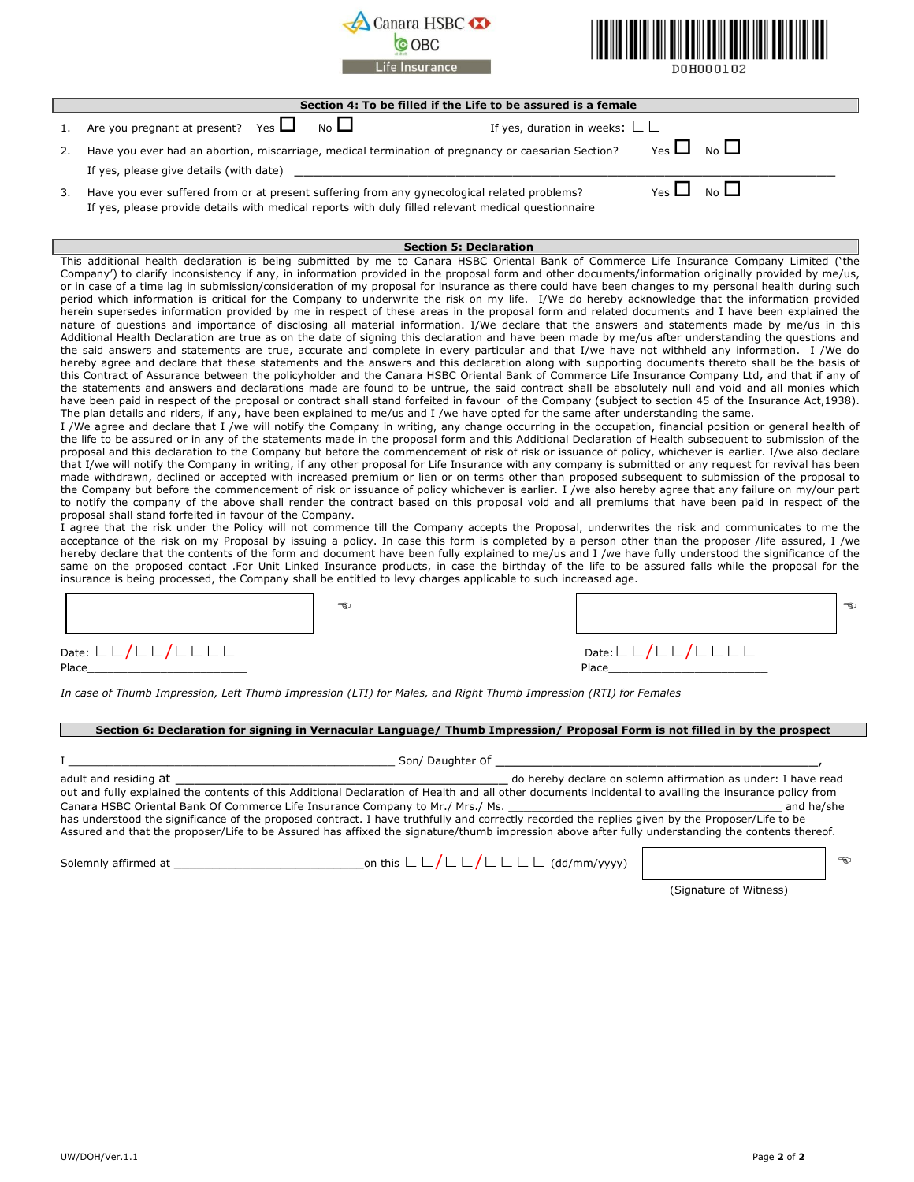Canara HSBC OBC Life Insurance

D0H000102

## Section 4: To be filled if the Life to be assured is a female

1. Are you pregnant at present? Yes ☐ No ☐ If yes, duration in weeks: ⌊ ⌊
2. Have you ever had an abortion, miscarriage, medical termination of pregnancy or caesarian Section? Yes ☐ No ☐

   If yes, please give details (with date) ______________________________________________
3. Have you ever suffered from or at present suffering from any gynecological related problems? Yes ☐ No ☐

   If yes, please provide details with medical reports with duly filled relevant medical questionnaire

## Section 5: Declaration

This additional health declaration is being submitted by me to Canara HSBC Oriental Bank of Commerce Life Insurance Company Limited ('the Company') to clarify inconsistency if any, in information provided in the proposal form and other documents/information originally provided by me/us, or in case of a time lag in submission/consideration of my proposal for insurance as there could have been changes to my personal health during such period which information is critical for the Company to underwrite the risk on my life. I/We do hereby acknowledge that the information provided herein supersedes information provided by me in respect of these areas in the proposal form and related documents and I have been explained the nature of questions and importance of disclosing all material information. I/We declare that the answers and statements made by me/us in this Additional Health Declaration are true as on the date of signing this declaration and have been made by me/us after understanding the questions and the said answers and statements are true, accurate and complete in every particular and that I/we have not withheld any information. I /We do hereby agree and declare that these statements and the answers and this declaration along with supporting documents thereto shall be the basis of this Contract of Assurance between the policyholder and the Canara HSBC Oriental Bank of Commerce Life Insurance Company Ltd, and that if any of the statements and answers and declarations made are found to be untrue, the said contract shall be absolutely null and void and all monies which have been paid in respect of the proposal or contract shall stand forfeited in favour of the Company (subject to section 45 of the Insurance Act,1938). The plan details and riders, if any, have been explained to me/us and I /we have opted for the same after understanding the same.

I /We agree and declare that I /we will notify the Company in writing, any change occurring in the occupation, financial position or general health of the life to be assured or in any of the statements made in the proposal form and this Additional Declaration of Health subsequent to submission of the proposal and this declaration to the Company but before the commencement of risk of risk or issuance of policy, whichever is earlier. I/we also declare that I/we will notify the Company in writing, if any other proposal for Life Insurance with any company is submitted or any request for revival has been made withdrawn, declined or accepted with increased premium or lien or on terms other than proposed subsequent to submission of the proposal to the Company but before the commencement of risk or issuance of policy whichever is earlier. I /we also hereby agree that any failure on my/our part to notify the company of the above shall render the contract based on this proposal void and all premiums that have been paid in respect of the proposal shall stand forfeited in favour of the Company.

I agree that the risk under the Policy will not commence till the Company accepts the Proposal, underwrites the risk and communicates to me the acceptance of the risk on my Proposal by issuing a policy. In case this form is completed by a person other than the proposer /life assured, I /we hereby declare that the contents of the form and document have been fully explained to me/us and I /we have fully understood the significance of the same on the proposed contact .For Unit Linked Insurance products, in case the birthday of the life to be assured falls while the proposal for the insurance is being processed, the Company shall be entitled to levy charges applicable to such increased age.

Date: ⌊ ⌊ / ⌊ ⌊ / ⌊ ⌊ ⌊ ⌊ Date: ⌊ ⌊ / ⌊ ⌊ / ⌊ ⌊ ⌊ ⌊

Place__________________________ Place__________________________

*In case of Thumb Impression, Left Thumb Impression (LTI) for Males, and Right Thumb Impression (RTI) for Females*

## Section 6: Declaration for signing in Vernacular Language/ Thumb Impression/ Proposal Form is not filled in by the prospect

I ______________________________________________ Son/ Daughter of ______________________________________________,

adult and residing at ______________________________________________ do hereby declare on solemn affirmation as under: I have read out and fully explained the contents of this Additional Declaration of Health and all other documents incidental to availing the insurance policy from Canara HSBC Oriental Bank Of Commerce Life Insurance Company to Mr./ Mrs./ Ms. ________________________________________ and he/she has understood the significance of the proposed contract. I have truthfully and correctly recorded the replies given by the Proposer/Life to be Assured and that the proposer/Life to be Assured has affixed the signature/thumb impression above after fully understanding the contents thereof.

Solemnly affirmed at ____________________________on this ⌊ ⌊ / ⌊ ⌊ / ⌊ ⌊ ⌊ ⌊ (dd/mm/yyyy)

(Signature of Witness)

UW/DOH/Ver.1.1